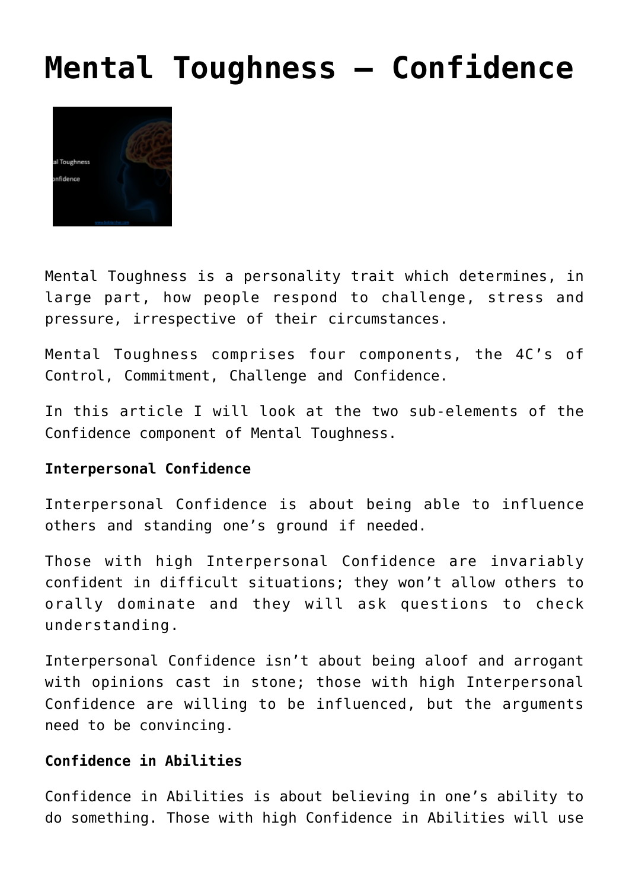# Mental Toughness – Confidence

Mental Toughness is a personality trait which determines, in large part, how people respond to challenge, stress and pressure, irrespective of their circumstances.

Mental Toughness comprises four components, the 4C's of Control, Commitment, Challenge and Confidence.

In this article I will look at the two sub-elements of the Confidence component of Mental Toughness.

**Interpersonal Confidence**

Interpersonal Confidence is about being able to influence others and standing one's ground if needed.

Those with high Interpersonal Confidence are invariably confident in difficult situations; they won't allow others to orally dominate and they will ask questions to check understanding.

Interpersonal Confidence isn't about being aloof and arrogant with opinions cast in stone; those with high Interpersonal Confidence are willing to be influenced, but the arguments need to be convincing.

**Confidence in Abilities**

Confidence in Abilities is about believing in one's ability to do something. Those with high Confidence in Abilities will use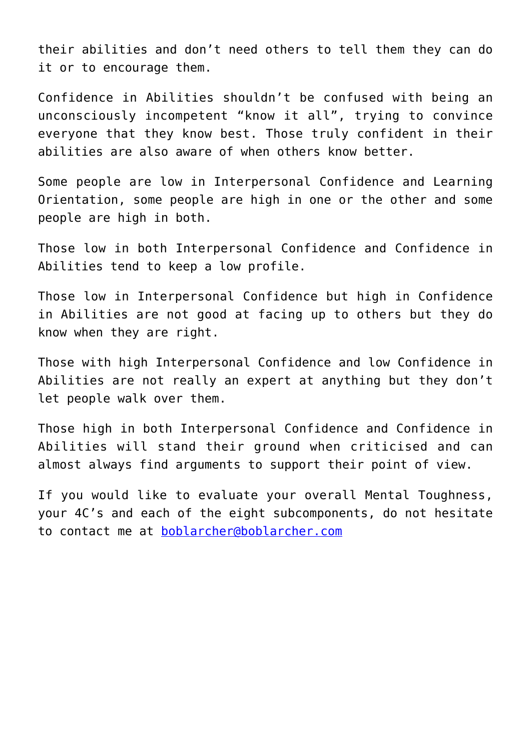their abilities and don't need others to tell them they can do it or to encourage them.

Confidence in Abilities shouldn't be confused with being an unconsciously incompetent "know it all", trying to convince everyone that they know best. Those truly confident in their abilities are also aware of when others know better.

Some people are low in Interpersonal Confidence and Learning Orientation, some people are high in one or the other and some people are high in both.

Those low in both Interpersonal Confidence and Confidence in Abilities tend to keep a low profile.

Those low in Interpersonal Confidence but high in Confidence in Abilities are not good at facing up to others but they do know when they are right.

Those with high Interpersonal Confidence and low Confidence in Abilities are not really an expert at anything but they don't let people walk over them.

Those high in both Interpersonal Confidence and Confidence in Abilities will stand their ground when criticised and can almost always find arguments to support their point of view.

If you would like to evaluate your overall Mental Toughness, your 4C's and each of the eight subcomponents, do not hesitate to contact me at [boblarcher@boblarcher.com](mailto:boblarcher@boblarcher.com)